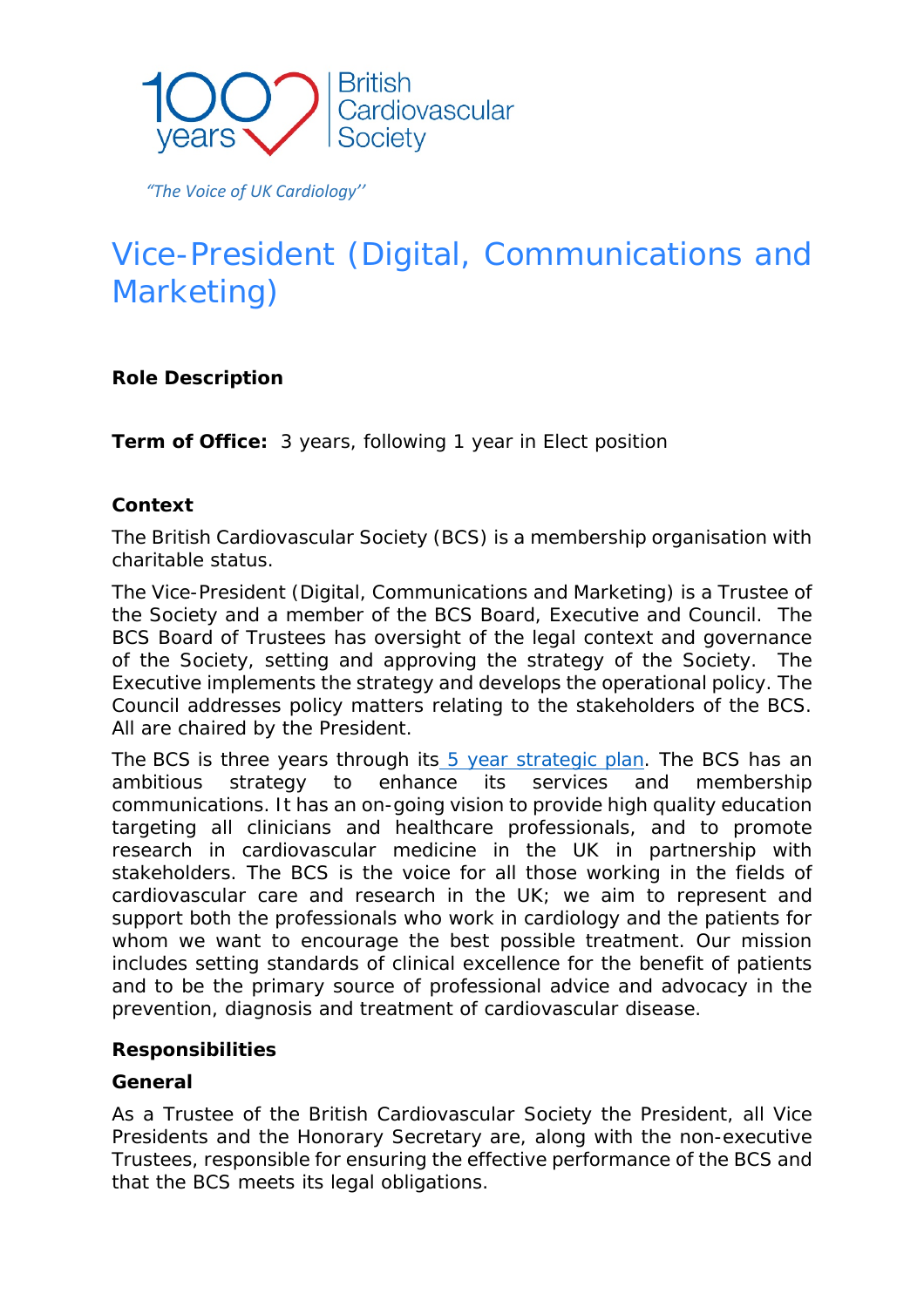100 years British Cardiovascular Society

*"The Voice of UK Cardiology''*

# Vice-President (Digital, Communications and Marketing)

**Role Description**

**Term of Office:** 3 years, following 1 year in Elect position

**Context**

The British Cardiovascular Society (BCS) is a membership organisation with charitable status.

The Vice-President (Digital, Communications and Marketing) is a Trustee of the Society and a member of the BCS Board, Executive and Council. The BCS Board of Trustees has oversight of the legal context and governance of the Society, setting and approving the strategy of the Society. The Executive implements the strategy and develops the operational policy. The Council addresses policy matters relating to the stakeholders of the BCS. All are chaired by the President.

The BCS is three years through its 5 year strategic plan. The BCS has an ambitious strategy to enhance its services and membership communications. It has an on-going vision to provide high quality education targeting all clinicians and healthcare professionals, and to promote research in cardiovascular medicine in the UK in partnership with stakeholders. The BCS is the voice for all those working in the fields of cardiovascular care and research in the UK; we aim to represent and support both the professionals who work in cardiology and the patients for whom we want to encourage the best possible treatment. Our mission includes setting standards of clinical excellence for the benefit of patients and to be the primary source of professional advice and advocacy in the prevention, diagnosis and treatment of cardiovascular disease.

**Responsibilities**

**General**

As a Trustee of the British Cardiovascular Society the President, all Vice Presidents and the Honorary Secretary are, along with the non-executive Trustees, responsible for ensuring the effective performance of the BCS and that the BCS meets its legal obligations.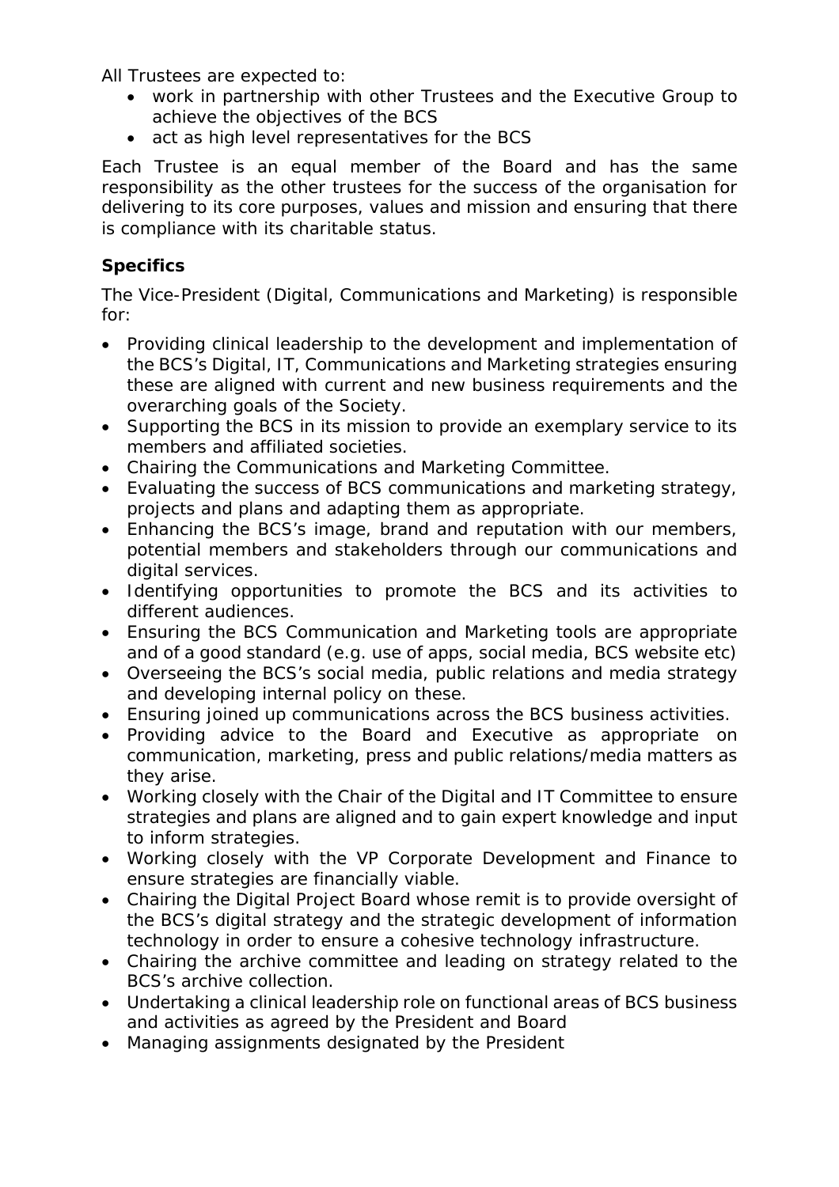All Trustees are expected to:

- work in partnership with other Trustees and the Executive Group to achieve the objectives of the BCS
- act as high level representatives for the BCS

Each Trustee is an equal member of the Board and has the same responsibility as the other trustees for the success of the organisation for delivering to its core purposes, values and mission and ensuring that there is compliance with its charitable status.

**Specifics**

The Vice-President (Digital, Communications and Marketing) is responsible for:

- Providing clinical leadership to the development and implementation of the BCS's Digital, IT, Communications and Marketing strategies ensuring these are aligned with current and new business requirements and the overarching goals of the Society.
- Supporting the BCS in its mission to provide an exemplary service to its members and affiliated societies.
- Chairing the Communications and Marketing Committee.
- Evaluating the success of BCS communications and marketing strategy, projects and plans and adapting them as appropriate.
- Enhancing the BCS's image, brand and reputation with our members, potential members and stakeholders through our communications and digital services.
- Identifying opportunities to promote the BCS and its activities to different audiences.
- Ensuring the BCS Communication and Marketing tools are appropriate and of a good standard (e.g. use of apps, social media, BCS website etc)
- Overseeing the BCS's social media, public relations and media strategy and developing internal policy on these.
- Ensuring joined up communications across the BCS business activities.
- Providing advice to the Board and Executive as appropriate on communication, marketing, press and public relations/media matters as they arise.
- Working closely with the Chair of the Digital and IT Committee to ensure strategies and plans are aligned and to gain expert knowledge and input to inform strategies.
- Working closely with the VP Corporate Development and Finance to ensure strategies are financially viable.
- Chairing the Digital Project Board whose remit is to provide oversight of the BCS's digital strategy and the strategic development of information technology in order to ensure a cohesive technology infrastructure.
- Chairing the archive committee and leading on strategy related to the BCS's archive collection.
- Undertaking a clinical leadership role on functional areas of BCS business and activities as agreed by the President and Board
- Managing assignments designated by the President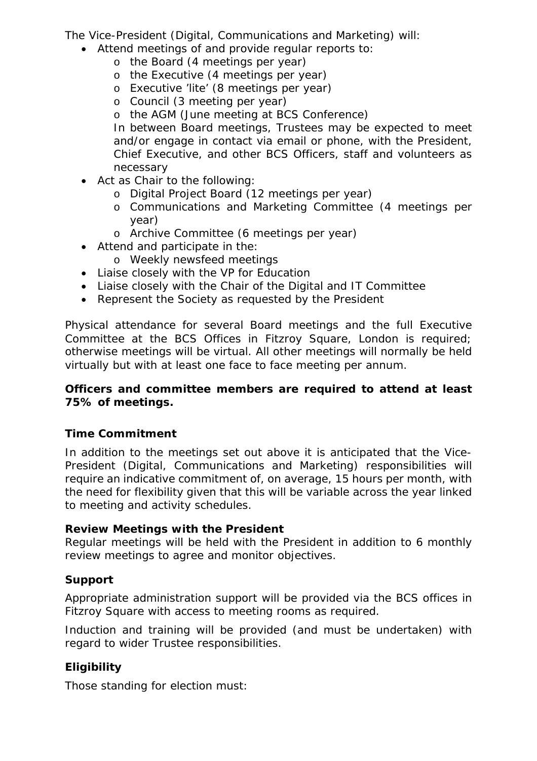The Vice-President (Digital, Communications and Marketing) will:

- Attend meetings of and provide regular reports to:
  - the Board (4 meetings per year)
  - the Executive (4 meetings per year)
  - Executive 'lite' (8 meetings per year)
  - Council (3 meeting per year)
  - the AGM (June meeting at BCS Conference)

  In between Board meetings, Trustees may be expected to meet and/or engage in contact via email or phone, with the President, Chief Executive, and other BCS Officers, staff and volunteers as necessary
- Act as Chair to the following:
  - Digital Project Board (12 meetings per year)
  - Communications and Marketing Committee (4 meetings per year)
  - Archive Committee (6 meetings per year)
- Attend and participate in the:
  - Weekly newsfeed meetings
- Liaise closely with the VP for Education
- Liaise closely with the Chair of the Digital and IT Committee
- Represent the Society as requested by the President

Physical attendance for several Board meetings and the full Executive Committee at the BCS Offices in Fitzroy Square, London is required; otherwise meetings will be virtual. All other meetings will normally be held virtually but with at least one face to face meeting per annum.

**Officers and committee members are required to attend at least 75% of meetings.**

**Time Commitment**

In addition to the meetings set out above it is anticipated that the Vice-President (Digital, Communications and Marketing) responsibilities will require an indicative commitment of, on average, 15 hours per month, with the need for flexibility given that this will be variable across the year linked to meeting and activity schedules.

**Review Meetings with the President**

Regular meetings will be held with the President in addition to 6 monthly review meetings to agree and monitor objectives.

**Support**

Appropriate administration support will be provided via the BCS offices in Fitzroy Square with access to meeting rooms as required.

Induction and training will be provided (and must be undertaken) with regard to wider Trustee responsibilities.

**Eligibility**

Those standing for election must: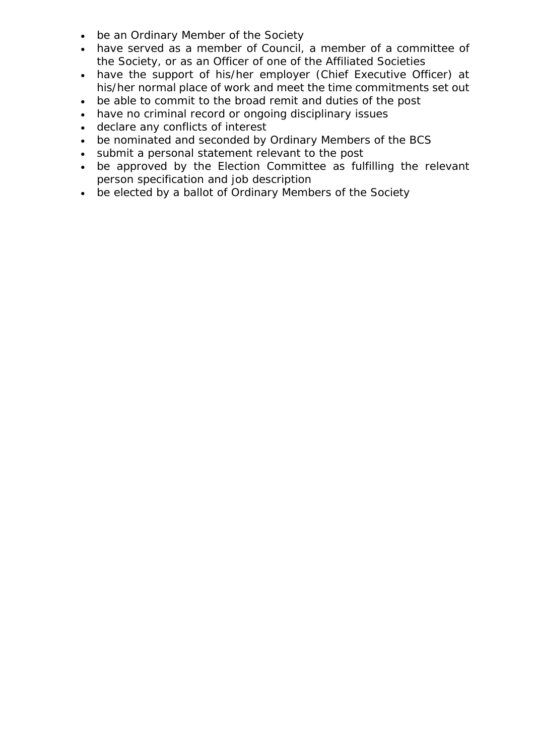- be an Ordinary Member of the Society
- have served as a member of Council, a member of a committee of the Society, or as an Officer of one of the Affiliated Societies
- have the support of his/her employer (Chief Executive Officer) at his/her normal place of work and meet the time commitments set out
- be able to commit to the broad remit and duties of the post
- have no criminal record or ongoing disciplinary issues
- declare any conflicts of interest
- be nominated and seconded by Ordinary Members of the BCS
- submit a personal statement relevant to the post
- be approved by the Election Committee as fulfilling the relevant person specification and job description
- be elected by a ballot of Ordinary Members of the Society